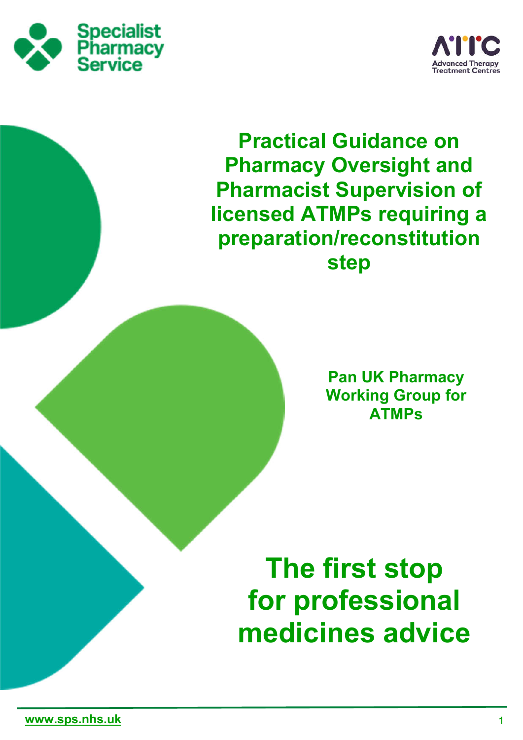Specialist Pharmacy Service

ATTC Advanced Therapy Treatment Centres

# Practical Guidance on Pharmacy Oversight and Pharmacist Supervision of licensed ATMPs requiring a preparation/reconstitution step

**Pan UK Pharmacy Working Group for ATMPs**

## The first stop for professional medicines advice

www.sps.nhs.uk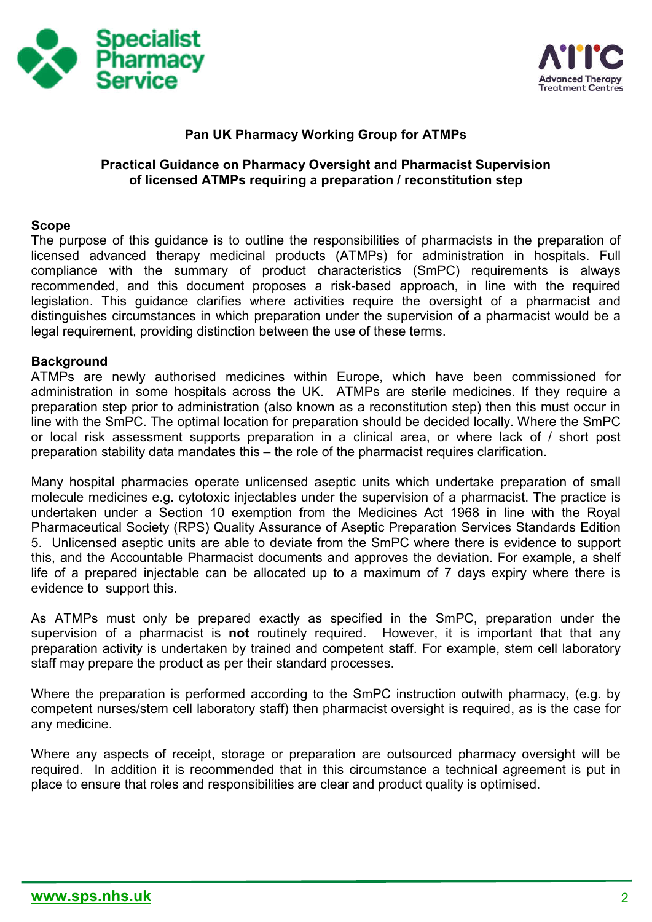**Pan UK Pharmacy Working Group for ATMPs**

**Practical Guidance on Pharmacy Oversight and Pharmacist Supervision of licensed ATMPs requiring a preparation / reconstitution step**

**Scope**

The purpose of this guidance is to outline the responsibilities of pharmacists in the preparation of licensed advanced therapy medicinal products (ATMPs) for administration in hospitals. Full compliance with the summary of product characteristics (SmPC) requirements is always recommended, and this document proposes a risk-based approach, in line with the required legislation. This guidance clarifies where activities require the oversight of a pharmacist and distinguishes circumstances in which preparation under the supervision of a pharmacist would be a legal requirement, providing distinction between the use of these terms.

**Background**

ATMPs are newly authorised medicines within Europe, which have been commissioned for administration in some hospitals across the UK. ATMPs are sterile medicines. If they require a preparation step prior to administration (also known as a reconstitution step) then this must occur in line with the SmPC. The optimal location for preparation should be decided locally. Where the SmPC or local risk assessment supports preparation in a clinical area, or where lack of / short post preparation stability data mandates this – the role of the pharmacist requires clarification.

Many hospital pharmacies operate unlicensed aseptic units which undertake preparation of small molecule medicines e.g. cytotoxic injectables under the supervision of a pharmacist. The practice is undertaken under a Section 10 exemption from the Medicines Act 1968 in line with the Royal Pharmaceutical Society (RPS) Quality Assurance of Aseptic Preparation Services Standards Edition 5. Unlicensed aseptic units are able to deviate from the SmPC where there is evidence to support this, and the Accountable Pharmacist documents and approves the deviation. For example, a shelf life of a prepared injectable can be allocated up to a maximum of 7 days expiry where there is evidence to support this.

As ATMPs must only be prepared exactly as specified in the SmPC, preparation under the supervision of a pharmacist is **not** routinely required. However, it is important that that any preparation activity is undertaken by trained and competent staff. For example, stem cell laboratory staff may prepare the product as per their standard processes.

Where the preparation is performed according to the SmPC instruction outwith pharmacy, (e.g. by competent nurses/stem cell laboratory staff) then pharmacist oversight is required, as is the case for any medicine.

Where any aspects of receipt, storage or preparation are outsourced pharmacy oversight will be required. In addition it is recommended that in this circumstance a technical agreement is put in place to ensure that roles and responsibilities are clear and product quality is optimised.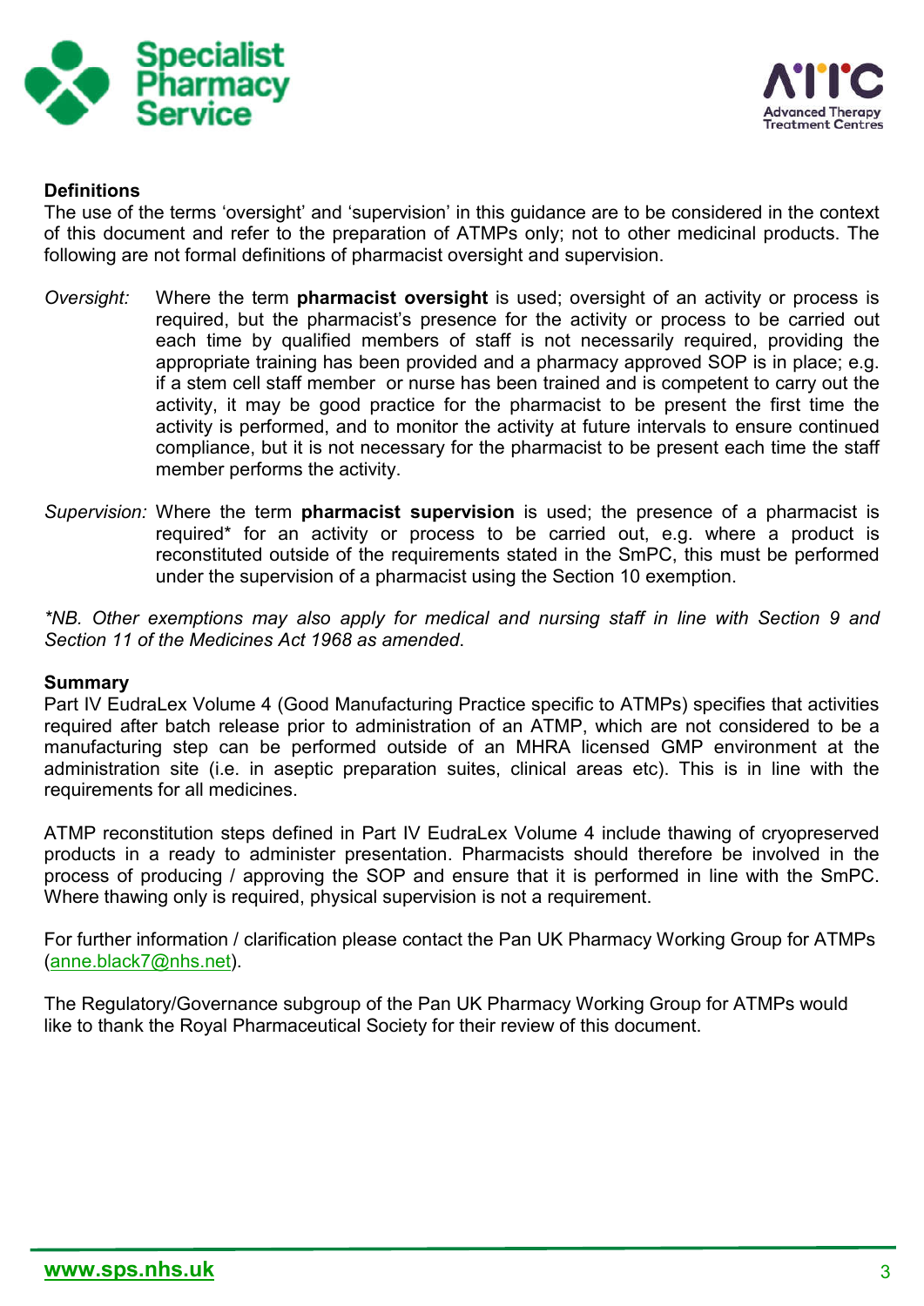## Definitions

The use of the terms 'oversight' and 'supervision' in this guidance are to be considered in the context of this document and refer to the preparation of ATMPs only; not to other medicinal products. The following are not formal definitions of pharmacist oversight and supervision.

*Oversight:* Where the term **pharmacist oversight** is used; oversight of an activity or process is required, but the pharmacist's presence for the activity or process to be carried out each time by qualified members of staff is not necessarily required, providing the appropriate training has been provided and a pharmacy approved SOP is in place; e.g. if a stem cell staff member or nurse has been trained and is competent to carry out the activity, it may be good practice for the pharmacist to be present the first time the activity is performed, and to monitor the activity at future intervals to ensure continued compliance, but it is not necessary for the pharmacist to be present each time the staff member performs the activity.

*Supervision:* Where the term **pharmacist supervision** is used; the presence of a pharmacist is required* for an activity or process to be carried out, e.g. where a product is reconstituted outside of the requirements stated in the SmPC, this must be performed under the supervision of a pharmacist using the Section 10 exemption.

**NB. Other exemptions may also apply for medical and nursing staff in line with Section 9 and Section 11 of the Medicines Act 1968 as amended.*

## Summary

Part IV EudraLex Volume 4 (Good Manufacturing Practice specific to ATMPs) specifies that activities required after batch release prior to administration of an ATMP, which are not considered to be a manufacturing step can be performed outside of an MHRA licensed GMP environment at the administration site (i.e. in aseptic preparation suites, clinical areas etc). This is in line with the requirements for all medicines.

ATMP reconstitution steps defined in Part IV EudraLex Volume 4 include thawing of cryopreserved products in a ready to administer presentation. Pharmacists should therefore be involved in the process of producing / approving the SOP and ensure that it is performed in line with the SmPC. Where thawing only is required, physical supervision is not a requirement.

For further information / clarification please contact the Pan UK Pharmacy Working Group for ATMPs (anne.black7@nhs.net).

The Regulatory/Governance subgroup of the Pan UK Pharmacy Working Group for ATMPs would like to thank the Royal Pharmaceutical Society for their review of this document.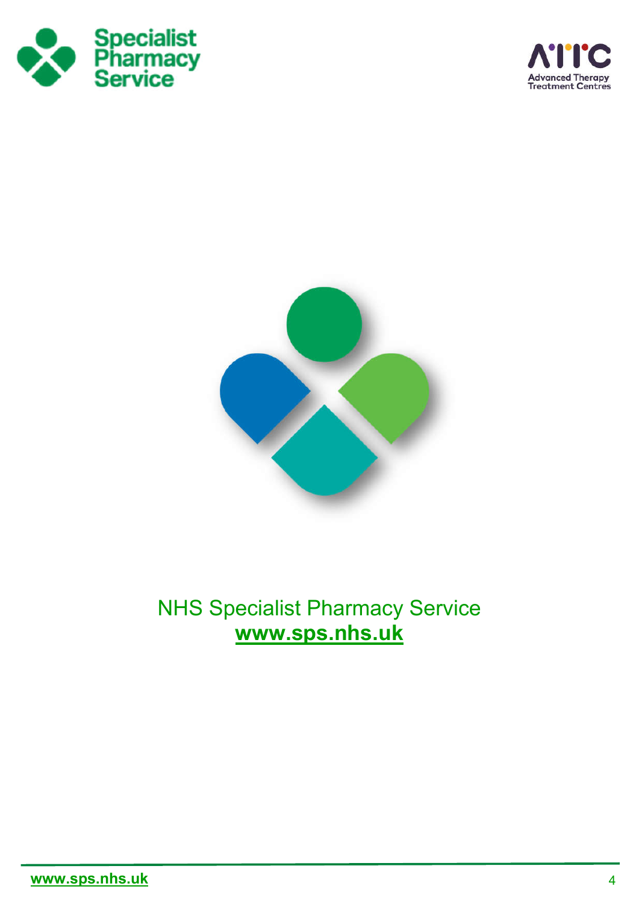NHS Specialist Pharmacy Service

**www.sps.nhs.uk**